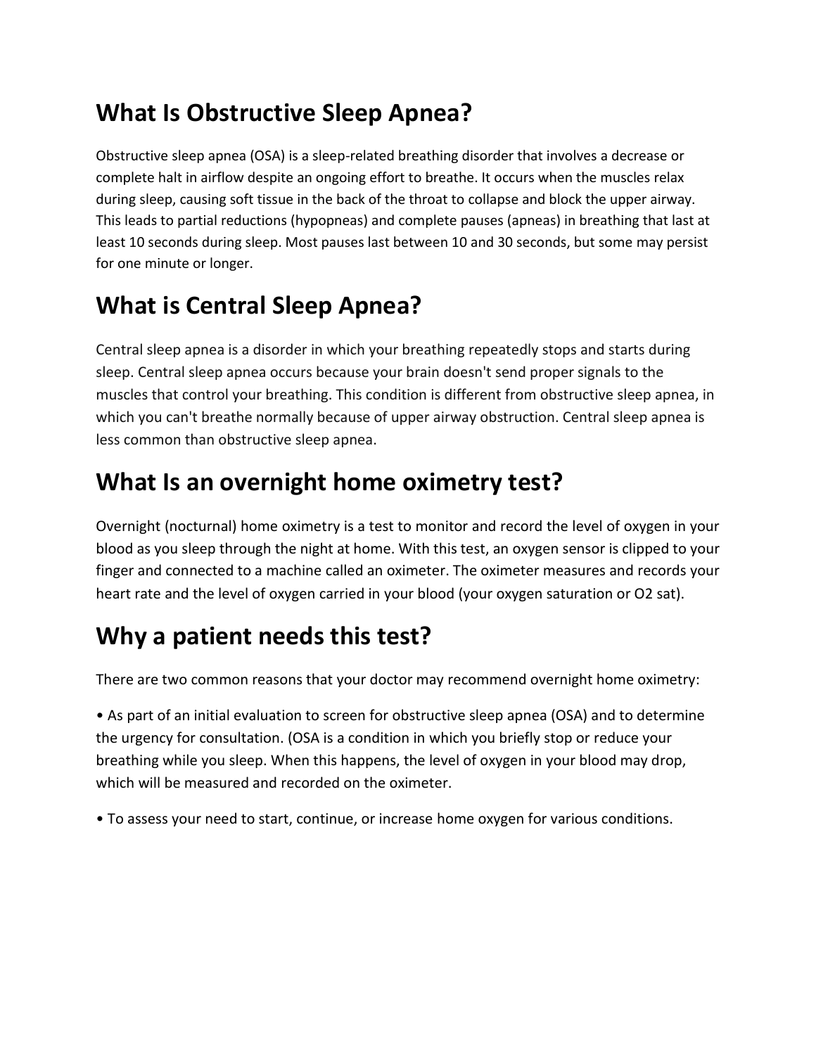## What Is Obstructive Sleep Apnea?

Obstructive sleep apnea (OSA) is a sleep-related breathing disorder that involves a decrease or complete halt in airflow despite an ongoing effort to breathe. It occurs when the muscles relax during sleep, causing soft tissue in the back of the throat to collapse and block the upper airway. This leads to partial reductions (hypopneas) and complete pauses (apneas) in breathing that last at least 10 seconds during sleep. Most pauses last between 10 and 30 seconds, but some may persist for one minute or longer.

## What is Central Sleep Apnea?

Central sleep apnea is a disorder in which your breathing repeatedly stops and starts during sleep. Central sleep apnea occurs because your brain doesn't send proper signals to the muscles that control your breathing. This condition is different from obstructive sleep apnea, in which you can't breathe normally because of upper airway obstruction. Central sleep apnea is less common than obstructive sleep apnea.

## What Is an overnight home oximetry test?

Overnight (nocturnal) home oximetry is a test to monitor and record the level of oxygen in your blood as you sleep through the night at home. With this test, an oxygen sensor is clipped to your finger and connected to a machine called an oximeter. The oximeter measures and records your heart rate and the level of oxygen carried in your blood (your oxygen saturation or O2 sat).

## Why a patient needs this test?

There are two common reasons that your doctor may recommend overnight home oximetry:

• As part of an initial evaluation to screen for obstructive sleep apnea (OSA) and to determine the urgency for consultation. (OSA is a condition in which you briefly stop or reduce your breathing while you sleep. When this happens, the level of oxygen in your blood may drop, which will be measured and recorded on the oximeter.

• To assess your need to start, continue, or increase home oxygen for various conditions.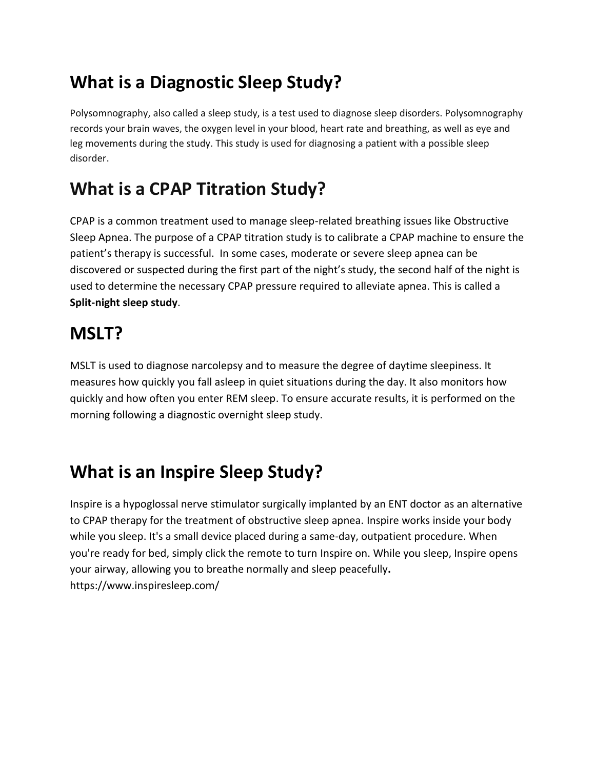# What is a Diagnostic Sleep Study?

Polysomnography, also called a sleep study, is a test used to diagnose sleep disorders. Polysomnography records your brain waves, the oxygen level in your blood, heart rate and breathing, as well as eye and leg movements during the study. This study is used for diagnosing a patient with a possible sleep disorder.

# What is a CPAP Titration Study?

CPAP is a common treatment used to manage sleep-related breathing issues like Obstructive Sleep Apnea. The purpose of a CPAP titration study is to calibrate a CPAP machine to ensure the patient's therapy is successful. In some cases, moderate or severe sleep apnea can be discovered or suspected during the first part of the night's study, the second half of the night is used to determine the necessary CPAP pressure required to alleviate apnea. This is called a **Split-night sleep study**.

# MSLT?

MSLT is used to diagnose narcolepsy and to measure the degree of daytime sleepiness. It measures how quickly you fall asleep in quiet situations during the day. It also monitors how quickly and how often you enter REM sleep. To ensure accurate results, it is performed on the morning following a diagnostic overnight sleep study.

# What is an Inspire Sleep Study?

Inspire is a hypoglossal nerve stimulator surgically implanted by an ENT doctor as an alternative to CPAP therapy for the treatment of obstructive sleep apnea. Inspire works inside your body while you sleep. It's a small device placed during a same-day, outpatient procedure. When you're ready for bed, simply click the remote to turn Inspire on. While you sleep, Inspire opens your airway, allowing you to breathe normally and sleep peacefully**.**
https://www.inspiresleep.com/